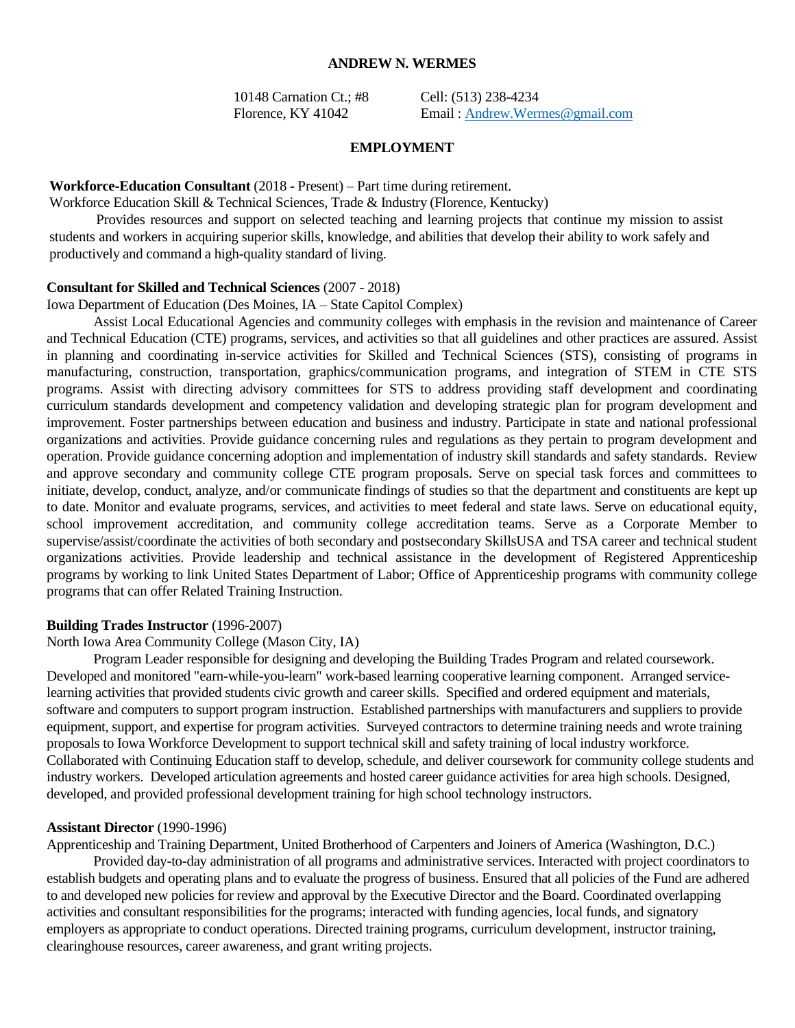# ANDREW N. WERMES

10148 Carnation Ct.; #8
Florence, KY 41042

Cell: (513) 238-4234
Email : [Andrew.Wermes@gmail.com](mailto:Andrew.Wermes@gmail.com)

## EMPLOYMENT

**Workforce-Education Consultant** (2018 - Present) – Part time during retirement.
Workforce Education Skill & Technical Sciences, Trade & Industry (Florence, Kentucky)

Provides resources and support on selected teaching and learning projects that continue my mission to assist students and workers in acquiring superior skills, knowledge, and abilities that develop their ability to work safely and productively and command a high-quality standard of living.

**Consultant for Skilled and Technical Sciences** (2007 - 2018)
Iowa Department of Education (Des Moines, IA – State Capitol Complex)

Assist Local Educational Agencies and community colleges with emphasis in the revision and maintenance of Career and Technical Education (CTE) programs, services, and activities so that all guidelines and other practices are assured. Assist in planning and coordinating in-service activities for Skilled and Technical Sciences (STS), consisting of programs in manufacturing, construction, transportation, graphics/communication programs, and integration of STEM in CTE STS programs. Assist with directing advisory committees for STS to address providing staff development and coordinating curriculum standards development and competency validation and developing strategic plan for program development and improvement. Foster partnerships between education and business and industry. Participate in state and national professional organizations and activities. Provide guidance concerning rules and regulations as they pertain to program development and operation. Provide guidance concerning adoption and implementation of industry skill standards and safety standards. Review and approve secondary and community college CTE program proposals. Serve on special task forces and committees to initiate, develop, conduct, analyze, and/or communicate findings of studies so that the department and constituents are kept up to date. Monitor and evaluate programs, services, and activities to meet federal and state laws. Serve on educational equity, school improvement accreditation, and community college accreditation teams. Serve as a Corporate Member to supervise/assist/coordinate the activities of both secondary and postsecondary SkillsUSA and TSA career and technical student organizations activities. Provide leadership and technical assistance in the development of Registered Apprenticeship programs by working to link United States Department of Labor; Office of Apprenticeship programs with community college programs that can offer Related Training Instruction.

**Building Trades Instructor** (1996-2007)
North Iowa Area Community College (Mason City, IA)

Program Leader responsible for designing and developing the Building Trades Program and related coursework. Developed and monitored "earn-while-you-learn" work-based learning cooperative learning component. Arranged service-learning activities that provided students civic growth and career skills. Specified and ordered equipment and materials, software and computers to support program instruction. Established partnerships with manufacturers and suppliers to provide equipment, support, and expertise for program activities. Surveyed contractors to determine training needs and wrote training proposals to Iowa Workforce Development to support technical skill and safety training of local industry workforce. Collaborated with Continuing Education staff to develop, schedule, and deliver coursework for community college students and industry workers. Developed articulation agreements and hosted career guidance activities for area high schools. Designed, developed, and provided professional development training for high school technology instructors.

**Assistant Director** (1990-1996)
Apprenticeship and Training Department, United Brotherhood of Carpenters and Joiners of America (Washington, D.C.)

Provided day-to-day administration of all programs and administrative services. Interacted with project coordinators to establish budgets and operating plans and to evaluate the progress of business. Ensured that all policies of the Fund are adhered to and developed new policies for review and approval by the Executive Director and the Board. Coordinated overlapping activities and consultant responsibilities for the programs; interacted with funding agencies, local funds, and signatory employers as appropriate to conduct operations. Directed training programs, curriculum development, instructor training, clearinghouse resources, career awareness, and grant writing projects.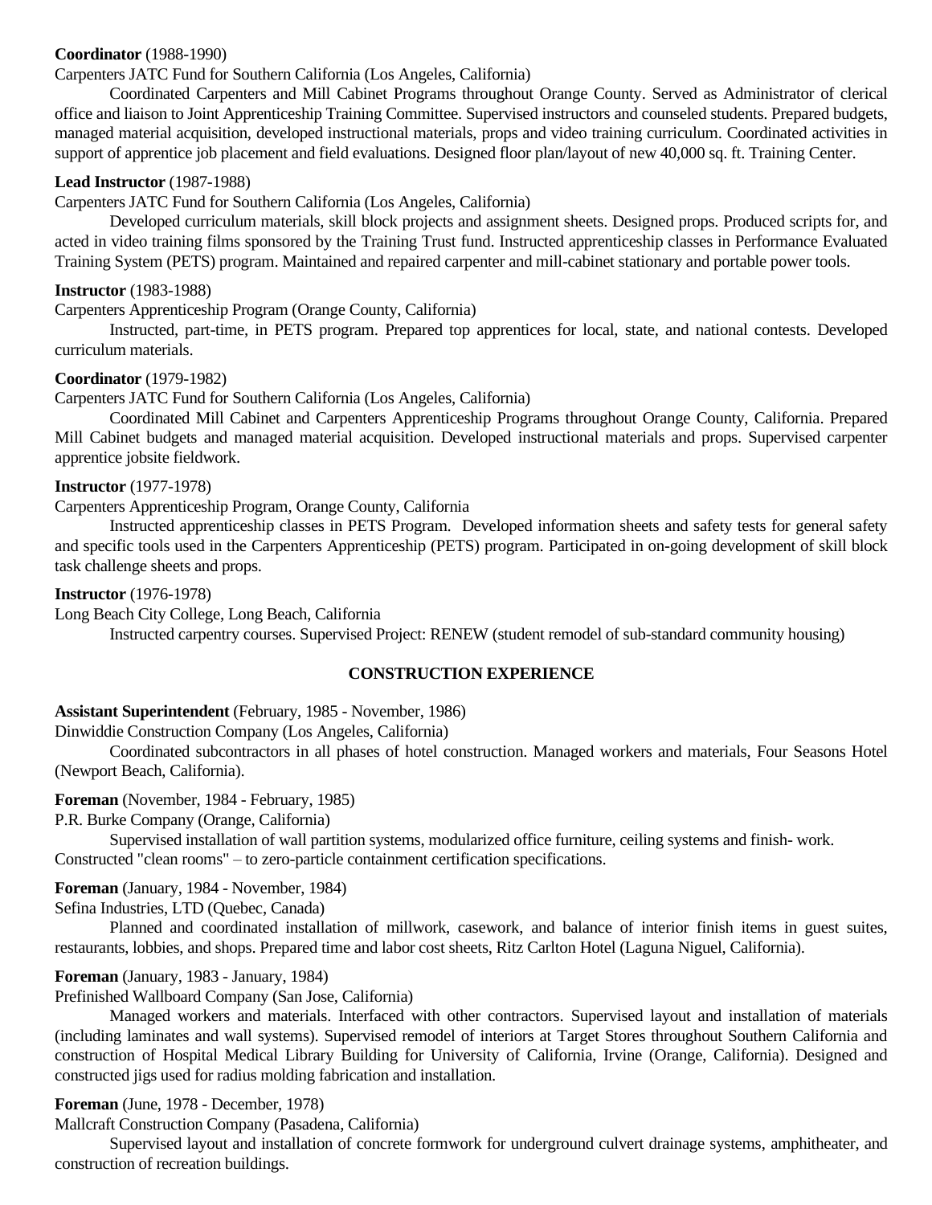**Coordinator** (1988-1990)

Carpenters JATC Fund for Southern California (Los Angeles, California)

Coordinated Carpenters and Mill Cabinet Programs throughout Orange County. Served as Administrator of clerical office and liaison to Joint Apprenticeship Training Committee. Supervised instructors and counseled students. Prepared budgets, managed material acquisition, developed instructional materials, props and video training curriculum. Coordinated activities in support of apprentice job placement and field evaluations. Designed floor plan/layout of new 40,000 sq. ft. Training Center.

**Lead Instructor** (1987-1988)

Carpenters JATC Fund for Southern California (Los Angeles, California)

Developed curriculum materials, skill block projects and assignment sheets. Designed props. Produced scripts for, and acted in video training films sponsored by the Training Trust fund. Instructed apprenticeship classes in Performance Evaluated Training System (PETS) program. Maintained and repaired carpenter and mill-cabinet stationary and portable power tools.

**Instructor** (1983-1988)

Carpenters Apprenticeship Program (Orange County, California)

Instructed, part-time, in PETS program. Prepared top apprentices for local, state, and national contests. Developed curriculum materials.

**Coordinator** (1979-1982)

Carpenters JATC Fund for Southern California (Los Angeles, California)

Coordinated Mill Cabinet and Carpenters Apprenticeship Programs throughout Orange County, California. Prepared Mill Cabinet budgets and managed material acquisition. Developed instructional materials and props. Supervised carpenter apprentice jobsite fieldwork.

**Instructor** (1977-1978)

Carpenters Apprenticeship Program, Orange County, California

Instructed apprenticeship classes in PETS Program. Developed information sheets and safety tests for general safety and specific tools used in the Carpenters Apprenticeship (PETS) program. Participated in on-going development of skill block task challenge sheets and props.

**Instructor** (1976-1978)

Long Beach City College, Long Beach, California

Instructed carpentry courses. Supervised Project: RENEW (student remodel of sub-standard community housing)

## CONSTRUCTION EXPERIENCE

**Assistant Superintendent** (February, 1985 - November, 1986)

Dinwiddie Construction Company (Los Angeles, California)

Coordinated subcontractors in all phases of hotel construction. Managed workers and materials, Four Seasons Hotel (Newport Beach, California).

**Foreman** (November, 1984 - February, 1985)

P.R. Burke Company (Orange, California)

Supervised installation of wall partition systems, modularized office furniture, ceiling systems and finish- work. Constructed "clean rooms" – to zero-particle containment certification specifications.

**Foreman** (January, 1984 - November, 1984)

Sefina Industries, LTD (Quebec, Canada)

Planned and coordinated installation of millwork, casework, and balance of interior finish items in guest suites, restaurants, lobbies, and shops. Prepared time and labor cost sheets, Ritz Carlton Hotel (Laguna Niguel, California).

**Foreman** (January, 1983 - January, 1984)

Prefinished Wallboard Company (San Jose, California)

Managed workers and materials. Interfaced with other contractors. Supervised layout and installation of materials (including laminates and wall systems). Supervised remodel of interiors at Target Stores throughout Southern California and construction of Hospital Medical Library Building for University of California, Irvine (Orange, California). Designed and constructed jigs used for radius molding fabrication and installation.

**Foreman** (June, 1978 - December, 1978)

Mallcraft Construction Company (Pasadena, California)

Supervised layout and installation of concrete formwork for underground culvert drainage systems, amphitheater, and construction of recreation buildings.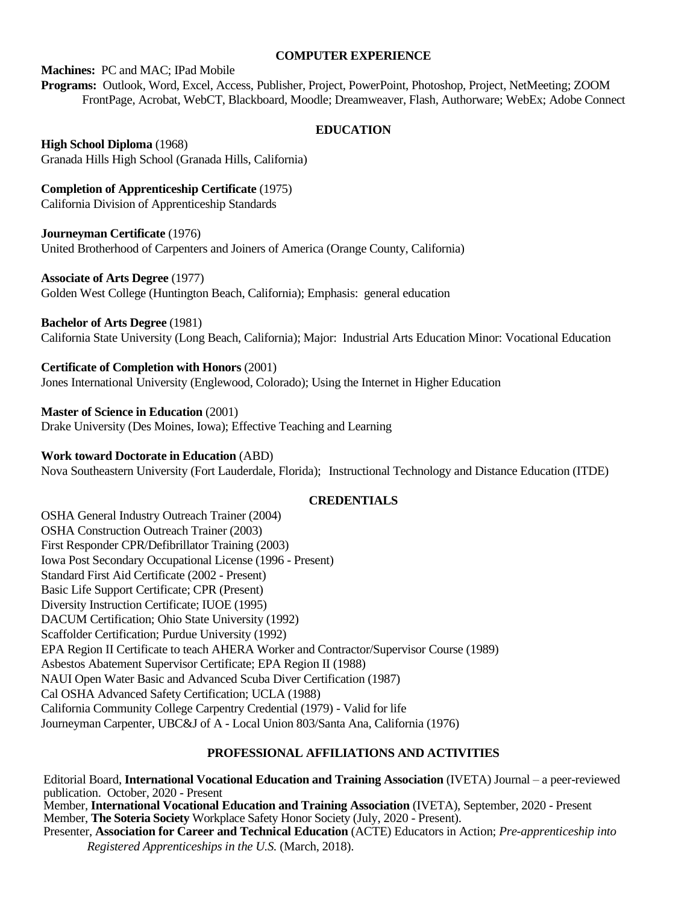## COMPUTER EXPERIENCE

**Machines:** PC and MAC; IPad Mobile

**Programs:** Outlook, Word, Excel, Access, Publisher, Project, PowerPoint, Photoshop, Project, NetMeeting; ZOOM FrontPage, Acrobat, WebCT, Blackboard, Moodle; Dreamweaver, Flash, Authorware; WebEx; Adobe Connect

## EDUCATION

**High School Diploma** (1968)
Granada Hills High School (Granada Hills, California)

**Completion of Apprenticeship Certificate** (1975)
California Division of Apprenticeship Standards

**Journeyman Certificate** (1976)
United Brotherhood of Carpenters and Joiners of America (Orange County, California)

**Associate of Arts Degree** (1977)
Golden West College (Huntington Beach, California); Emphasis: general education

**Bachelor of Arts Degree** (1981)
California State University (Long Beach, California); Major: Industrial Arts Education Minor: Vocational Education

**Certificate of Completion with Honors** (2001)
Jones International University (Englewood, Colorado); Using the Internet in Higher Education

**Master of Science in Education** (2001)
Drake University (Des Moines, Iowa); Effective Teaching and Learning

**Work toward Doctorate in Education** (ABD)
Nova Southeastern University (Fort Lauderdale, Florida); Instructional Technology and Distance Education (ITDE)

## CREDENTIALS

OSHA General Industry Outreach Trainer (2004)
OSHA Construction Outreach Trainer (2003)
First Responder CPR/Defibrillator Training (2003)
Iowa Post Secondary Occupational License (1996 - Present)
Standard First Aid Certificate (2002 - Present)
Basic Life Support Certificate; CPR (Present)
Diversity Instruction Certificate; IUOE (1995)
DACUM Certification; Ohio State University (1992)
Scaffolder Certification; Purdue University (1992)
EPA Region II Certificate to teach AHERA Worker and Contractor/Supervisor Course (1989)
Asbestos Abatement Supervisor Certificate; EPA Region II (1988)
NAUI Open Water Basic and Advanced Scuba Diver Certification (1987)
Cal OSHA Advanced Safety Certification; UCLA (1988)
California Community College Carpentry Credential (1979) - Valid for life
Journeyman Carpenter, UBC&J of A - Local Union 803/Santa Ana, California (1976)

## PROFESSIONAL AFFILIATIONS AND ACTIVITIES

Editorial Board, **International Vocational Education and Training Association** (IVETA) Journal – a peer-reviewed publication. October, 2020 - Present

Member, **International Vocational Education and Training Association** (IVETA), September, 2020 - Present

Member, **The Soteria Society** Workplace Safety Honor Society (July, 2020 - Present).

Presenter, **Association for Career and Technical Education** (ACTE) Educators in Action; *Pre-apprenticeship into Registered Apprenticeships in the U.S.* (March, 2018).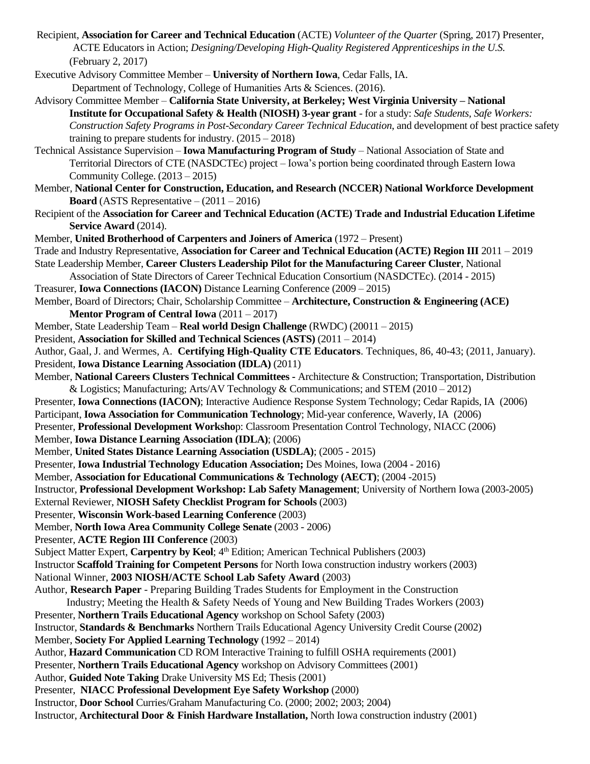Recipient, **Association for Career and Technical Education** (ACTE) *Volunteer of the Quarter* (Spring, 2017) Presenter, ACTE Educators in Action; *Designing/Developing High-Quality Registered Apprenticeships in the U.S.* (February 2, 2017)

Executive Advisory Committee Member – **University of Northern Iowa**, Cedar Falls, IA. Department of Technology, College of Humanities Arts & Sciences. (2016).

Advisory Committee Member – **California State University, at Berkeley; West Virginia University – National Institute for Occupational Safety & Health (NIOSH) 3-year grant** - for a study: *Safe Students, Safe Workers: Construction Safety Programs in Post-Secondary Career Technical Education*, and development of best practice safety training to prepare students for industry. (2015 – 2018)

Technical Assistance Supervision – **Iowa Manufacturing Program of Study** – National Association of State and Territorial Directors of CTE (NASDCTEc) project – Iowa's portion being coordinated through Eastern Iowa Community College. (2013 – 2015)

Member, **National Center for Construction, Education, and Research (NCCER) National Workforce Development Board** (ASTS Representative – (2011 – 2016)

Recipient of the **Association for Career and Technical Education (ACTE) Trade and Industrial Education Lifetime Service Award** (2014).

Member, **United Brotherhood of Carpenters and Joiners of America** (1972 – Present)

Trade and Industry Representative, **Association for Career and Technical Education (ACTE) Region III** 2011 – 2019

State Leadership Member, **Career Clusters Leadership Pilot for the Manufacturing Career Cluster**, National Association of State Directors of Career Technical Education Consortium (NASDCTEc). (2014 - 2015)

Treasurer, **Iowa Connections (IACON)** Distance Learning Conference (2009 – 2015)

Member, Board of Directors; Chair, Scholarship Committee – **Architecture, Construction & Engineering (ACE) Mentor Program of Central Iowa** (2011 – 2017)

Member, State Leadership Team – **Real world Design Challenge** (RWDC) (20011 – 2015)

President, **Association for Skilled and Technical Sciences (ASTS)** (2011 – 2014)

Author, Gaal, J. and Wermes, A. **Certifying High-Quality CTE Educators**. Techniques, 86, 40-43; (2011, January).

President, **Iowa Distance Learning Association (IDLA)** (2011)

Member, **National Careers Clusters Technical Committees -** Architecture & Construction; Transportation, Distribution & Logistics; Manufacturing; Arts/AV Technology & Communications; and STEM (2010 – 2012)

Presenter, **Iowa Connections (IACON)**; Interactive Audience Response System Technology; Cedar Rapids, IA (2006)

Participant, **Iowa Association for Communication Technology**; Mid-year conference, Waverly, IA (2006)

Presenter, **Professional Development Worksho**p: Classroom Presentation Control Technology, NIACC (2006)

Member, **Iowa Distance Learning Association (IDLA)**; (2006)

Member, **United States Distance Learning Association (USDLA)**; (2005 - 2015)

Presenter, **Iowa Industrial Technology Education Association;** Des Moines, Iowa (2004 - 2016)

Member, **Association for Educational Communications & Technology (AECT)**; (2004 -2015)

Instructor, **Professional Development Workshop: Lab Safety Management**; University of Northern Iowa (2003-2005)

External Reviewer, **NIOSH Safety Checklist Program for Schools** (2003)

Presenter, **Wisconsin Work-based Learning Conference** (2003)

Member, **North Iowa Area Community College Senate** (2003 - 2006)

Presenter, **ACTE Region III Conference** (2003)

Subject Matter Expert, **Carpentry by Keol**; 4th Edition; American Technical Publishers (2003)

Instructor **Scaffold Training for Competent Persons** for North Iowa construction industry workers (2003)

National Winner, **2003 NIOSH/ACTE School Lab Safety Award** (2003)

Author, **Research Paper** - Preparing Building Trades Students for Employment in the Construction Industry; Meeting the Health & Safety Needs of Young and New Building Trades Workers (2003)

Presenter, **Northern Trails Educational Agency** workshop on School Safety (2003)

Instructor, **Standards & Benchmarks** Northern Trails Educational Agency University Credit Course (2002)

Member, **Society For Applied Learning Technology** (1992 – 2014)

Author, **Hazard Communication** CD ROM Interactive Training to fulfill OSHA requirements (2001)

Presenter, **Northern Trails Educational Agency** workshop on Advisory Committees (2001)

Author, **Guided Note Taking** Drake University MS Ed; Thesis (2001)

Presenter, **NIACC Professional Development Eye Safety Workshop** (2000)

Instructor, **Door School** Curries/Graham Manufacturing Co. (2000; 2002; 2003; 2004)

Instructor, **Architectural Door & Finish Hardware Installation,** North Iowa construction industry (2001)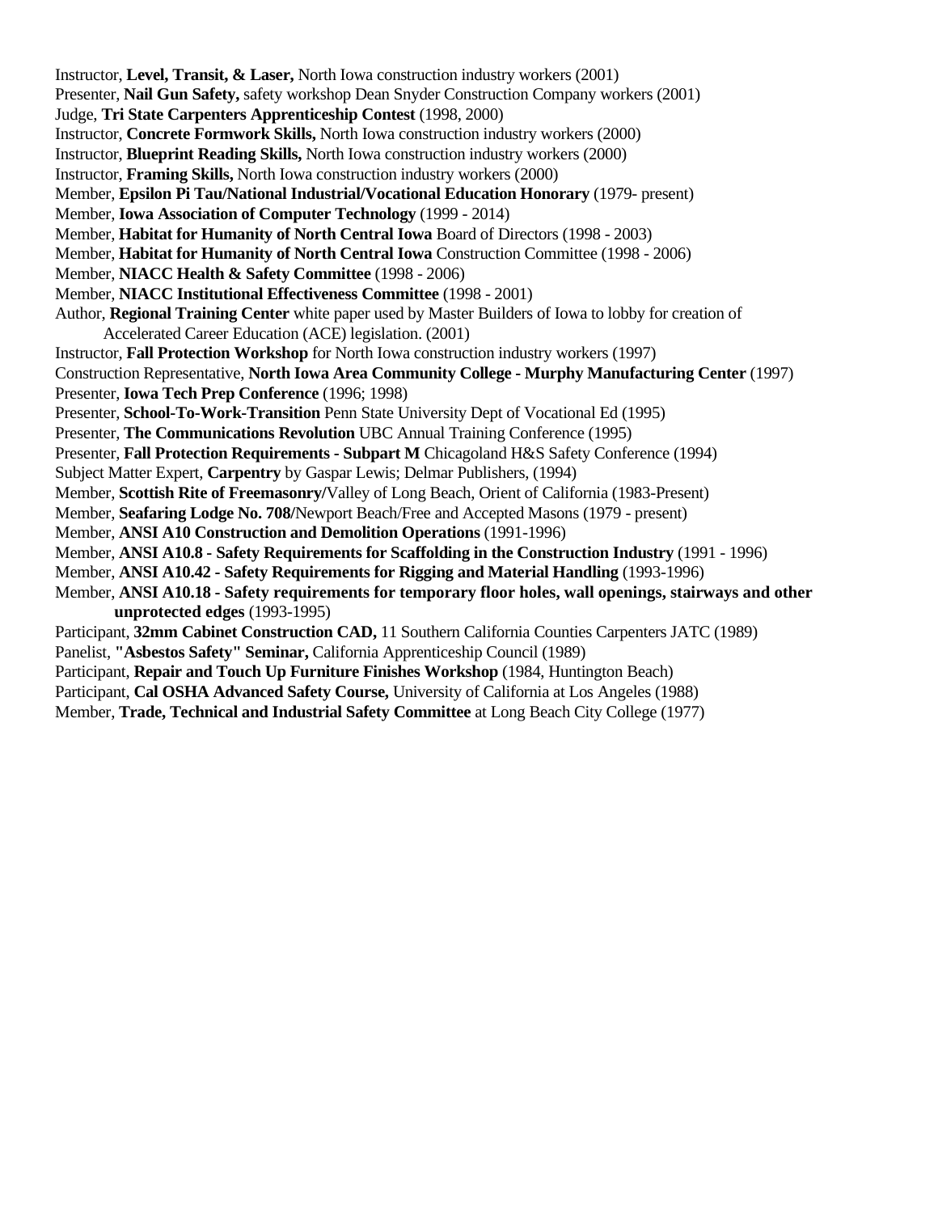Instructor, **Level, Transit, & Laser,** North Iowa construction industry workers (2001)
Presenter, **Nail Gun Safety,** safety workshop Dean Snyder Construction Company workers (2001)
Judge, **Tri State Carpenters Apprenticeship Contest** (1998, 2000)
Instructor, **Concrete Formwork Skills,** North Iowa construction industry workers (2000)
Instructor, **Blueprint Reading Skills,** North Iowa construction industry workers (2000)
Instructor, **Framing Skills,** North Iowa construction industry workers (2000)
Member, **Epsilon Pi Tau/National Industrial/Vocational Education Honorary** (1979- present)
Member, **Iowa Association of Computer Technology** (1999 - 2014)
Member, **Habitat for Humanity of North Central Iowa** Board of Directors (1998 - 2003)
Member, **Habitat for Humanity of North Central Iowa** Construction Committee (1998 - 2006)
Member, **NIACC Health & Safety Committee** (1998 - 2006)
Member, **NIACC Institutional Effectiveness Committee** (1998 - 2001)
Author, **Regional Training Center** white paper used by Master Builders of Iowa to lobby for creation of Accelerated Career Education (ACE) legislation. (2001)
Instructor, **Fall Protection Workshop** for North Iowa construction industry workers (1997)
Construction Representative, **North Iowa Area Community College - Murphy Manufacturing Center** (1997)
Presenter, **Iowa Tech Prep Conference** (1996; 1998)
Presenter, **School-To-Work-Transition** Penn State University Dept of Vocational Ed (1995)
Presenter, **The Communications Revolution** UBC Annual Training Conference (1995)
Presenter, **Fall Protection Requirements - Subpart M** Chicagoland H&S Safety Conference (1994)
Subject Matter Expert, **Carpentry** by Gaspar Lewis; Delmar Publishers, (1994)
Member, **Scottish Rite of Freemasonry/**Valley of Long Beach, Orient of California (1983-Present)
Member, **Seafaring Lodge No. 708/**Newport Beach/Free and Accepted Masons (1979 - present)
Member, **ANSI A10 Construction and Demolition Operations** (1991-1996)
Member, **ANSI A10.8 - Safety Requirements for Scaffolding in the Construction Industry** (1991 - 1996)
Member, **ANSI A10.42 - Safety Requirements for Rigging and Material Handling** (1993-1996)
Member, **ANSI A10.18 - Safety requirements for temporary floor holes, wall openings, stairways and other unprotected edges** (1993-1995)
Participant, **32mm Cabinet Construction CAD,** 11 Southern California Counties Carpenters JATC (1989)
Panelist, **"Asbestos Safety" Seminar,** California Apprenticeship Council (1989)
Participant, **Repair and Touch Up Furniture Finishes Workshop** (1984, Huntington Beach)
Participant, **Cal OSHA Advanced Safety Course,** University of California at Los Angeles (1988)
Member, **Trade, Technical and Industrial Safety Committee** at Long Beach City College (1977)